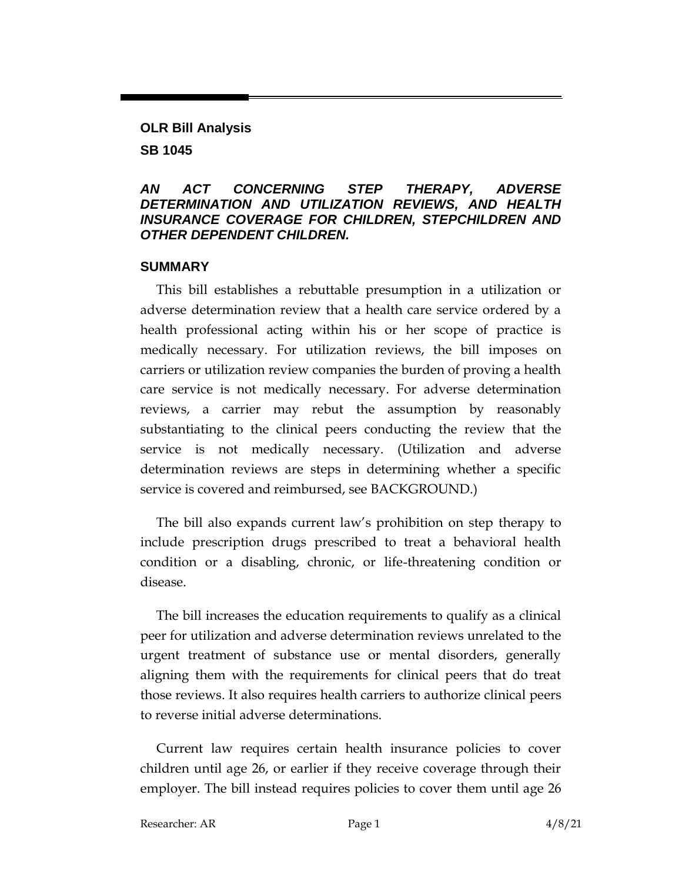**OLR Bill Analysis**

**SB 1045**

***AN ACT CONCERNING STEP THERAPY, ADVERSE DETERMINATION AND UTILIZATION REVIEWS, AND HEALTH INSURANCE COVERAGE FOR CHILDREN, STEPCHILDREN AND OTHER DEPENDENT CHILDREN.***

## SUMMARY

This bill establishes a rebuttable presumption in a utilization or adverse determination review that a health care service ordered by a health professional acting within his or her scope of practice is medically necessary. For utilization reviews, the bill imposes on carriers or utilization review companies the burden of proving a health care service is not medically necessary. For adverse determination reviews, a carrier may rebut the assumption by reasonably substantiating to the clinical peers conducting the review that the service is not medically necessary. (Utilization and adverse determination reviews are steps in determining whether a specific service is covered and reimbursed, see BACKGROUND.)

The bill also expands current law's prohibition on step therapy to include prescription drugs prescribed to treat a behavioral health condition or a disabling, chronic, or life-threatening condition or disease.

The bill increases the education requirements to qualify as a clinical peer for utilization and adverse determination reviews unrelated to the urgent treatment of substance use or mental disorders, generally aligning them with the requirements for clinical peers that do treat those reviews. It also requires health carriers to authorize clinical peers to reverse initial adverse determinations.

Current law requires certain health insurance policies to cover children until age 26, or earlier if they receive coverage through their employer. The bill instead requires policies to cover them until age 26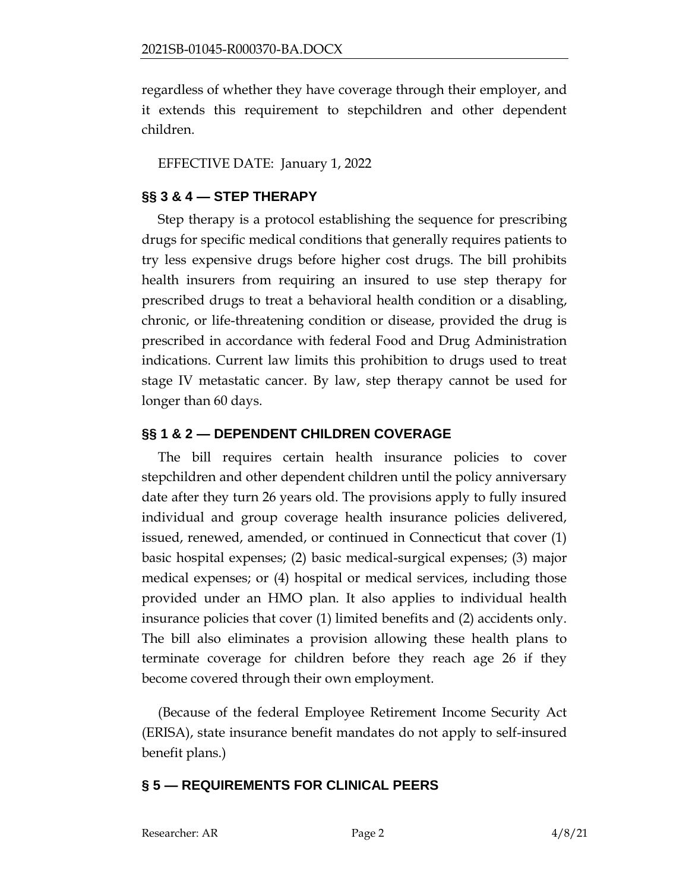regardless of whether they have coverage through their employer, and it extends this requirement to stepchildren and other dependent children.

EFFECTIVE DATE: January 1, 2022

## §§ 3 & 4 — STEP THERAPY

Step therapy is a protocol establishing the sequence for prescribing drugs for specific medical conditions that generally requires patients to try less expensive drugs before higher cost drugs. The bill prohibits health insurers from requiring an insured to use step therapy for prescribed drugs to treat a behavioral health condition or a disabling, chronic, or life-threatening condition or disease, provided the drug is prescribed in accordance with federal Food and Drug Administration indications. Current law limits this prohibition to drugs used to treat stage IV metastatic cancer. By law, step therapy cannot be used for longer than 60 days.

## §§ 1 & 2 — DEPENDENT CHILDREN COVERAGE

The bill requires certain health insurance policies to cover stepchildren and other dependent children until the policy anniversary date after they turn 26 years old. The provisions apply to fully insured individual and group coverage health insurance policies delivered, issued, renewed, amended, or continued in Connecticut that cover (1) basic hospital expenses; (2) basic medical-surgical expenses; (3) major medical expenses; or (4) hospital or medical services, including those provided under an HMO plan. It also applies to individual health insurance policies that cover (1) limited benefits and (2) accidents only. The bill also eliminates a provision allowing these health plans to terminate coverage for children before they reach age 26 if they become covered through their own employment.

(Because of the federal Employee Retirement Income Security Act (ERISA), state insurance benefit mandates do not apply to self-insured benefit plans.)

## § 5 — REQUIREMENTS FOR CLINICAL PEERS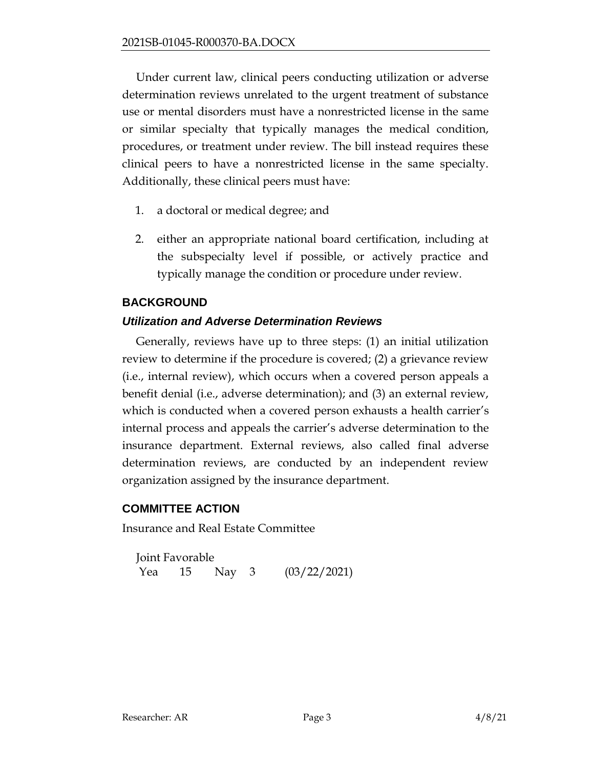Under current law, clinical peers conducting utilization or adverse determination reviews unrelated to the urgent treatment of substance use or mental disorders must have a nonrestricted license in the same or similar specialty that typically manages the medical condition, procedures, or treatment under review. The bill instead requires these clinical peers to have a nonrestricted license in the same specialty. Additionally, these clinical peers must have:

1. a doctoral or medical degree; and
2. either an appropriate national board certification, including at the subspecialty level if possible, or actively practice and typically manage the condition or procedure under review.

## BACKGROUND

### *Utilization and Adverse Determination Reviews*

Generally, reviews have up to three steps: (1) an initial utilization review to determine if the procedure is covered; (2) a grievance review (i.e., internal review), which occurs when a covered person appeals a benefit denial (i.e., adverse determination); and (3) an external review, which is conducted when a covered person exhausts a health carrier's internal process and appeals the carrier's adverse determination to the insurance department. External reviews, also called final adverse determination reviews, are conducted by an independent review organization assigned by the insurance department.

## COMMITTEE ACTION

Insurance and Real Estate Committee

Joint Favorable
Yea 15 Nay 3 (03/22/2021)